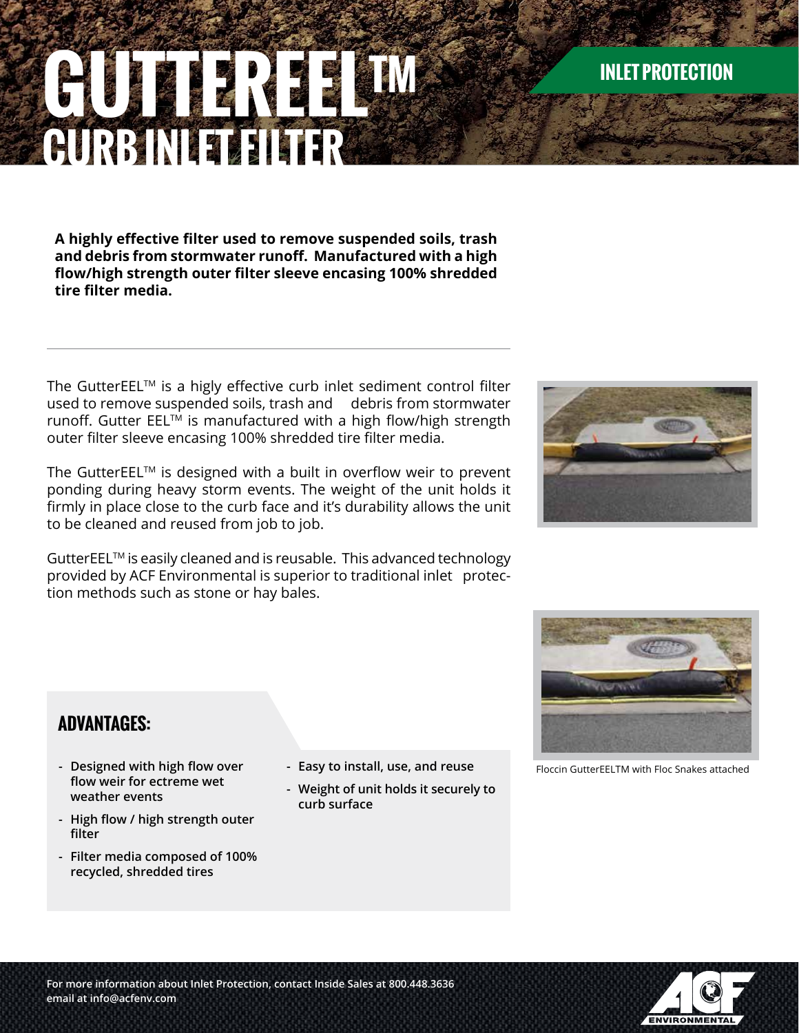# GUTTEREEL™ CURB INLET FILTER

INLET PROTECTION

**A highly effective filter used to remove suspended soils, trash and debris from stormwater runoff. Manufactured with a high flow/high strength outer filter sleeve encasing 100% shredded tire filter media.**

---

The GutterEEL™ is a higly effective curb inlet sediment control filter used to remove suspended soils, trash and debris from stormwater runoff. Gutter EEL™ is manufactured with a high flow/high strength outer filter sleeve encasing 100% shredded tire filter media.

The GutterEEL™ is designed with a built in overflow weir to prevent ponding during heavy storm events. The weight of the unit holds it firmly in place close to the curb face and it's durability allows the unit to be cleaned and reused from job to job.

GutterEEL™ is easily cleaned and is reusable. This advanced technology provided by ACF Environmental is superior to traditional inlet protection methods such as stone or hay bales.

Floccin GutterEELTM with Floc Snakes attached

## ADVANTAGES:

- **Designed with high flow over flow weir for ectreme wet weather events**
- **High flow / high strength outer filter**
- **Filter media composed of 100% recycled, shredded tires**
- **Easy to install, use, and reuse**
- **Weight of unit holds it securely to curb surface**

For more information about Inlet Protection, contact Inside Sales at 800.448.3636
email at info@acfenv.com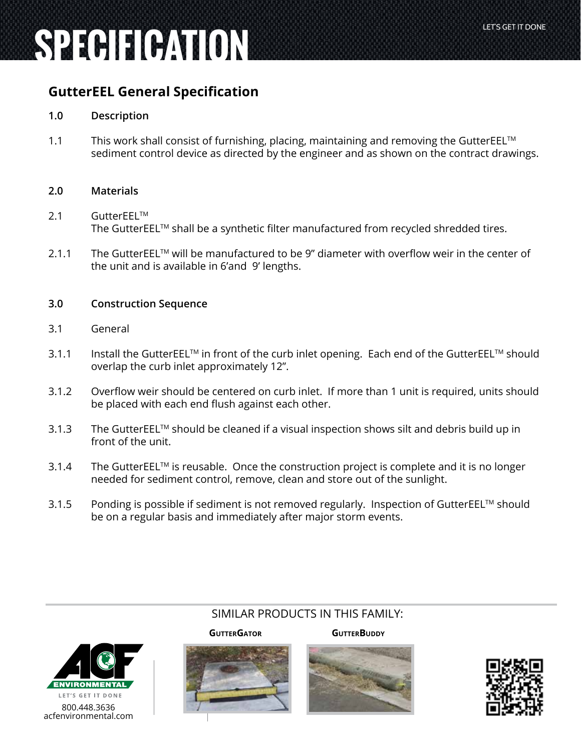# SPECIFICATION

## GutterEEL General Specification

**1.0 Description**

1.1 This work shall consist of furnishing, placing, maintaining and removing the GutterEEL™ sediment control device as directed by the engineer and as shown on the contract drawings.

**2.0 Materials**

2.1 GutterEEL™
The GutterEEL™ shall be a synthetic filter manufactured from recycled shredded tires.

2.1.1 The GutterEEL™ will be manufactured to be 9" diameter with overflow weir in the center of the unit and is available in 6'and 9' lengths.

**3.0 Construction Sequence**

3.1 General

3.1.1 Install the GutterEEL™ in front of the curb inlet opening. Each end of the GutterEEL™ should overlap the curb inlet approximately 12".

3.1.2 Overflow weir should be centered on curb inlet. If more than 1 unit is required, units should be placed with each end flush against each other.

3.1.3 The GutterEEL™ should be cleaned if a visual inspection shows silt and debris build up in front of the unit.

3.1.4 The GutterEEL™ is reusable. Once the construction project is complete and it is no longer needed for sediment control, remove, clean and store out of the sunlight.

3.1.5 Ponding is possible if sediment is not removed regularly. Inspection of GutterEEL™ should be on a regular basis and immediately after major storm events.

SIMILAR PRODUCTS IN THIS FAMILY:

GUTTERGATOR

GUTTERBUDDY

ACF ENVIRONMENTAL
LET'S GET IT DONE
800.448.3636
acfenvironmental.com